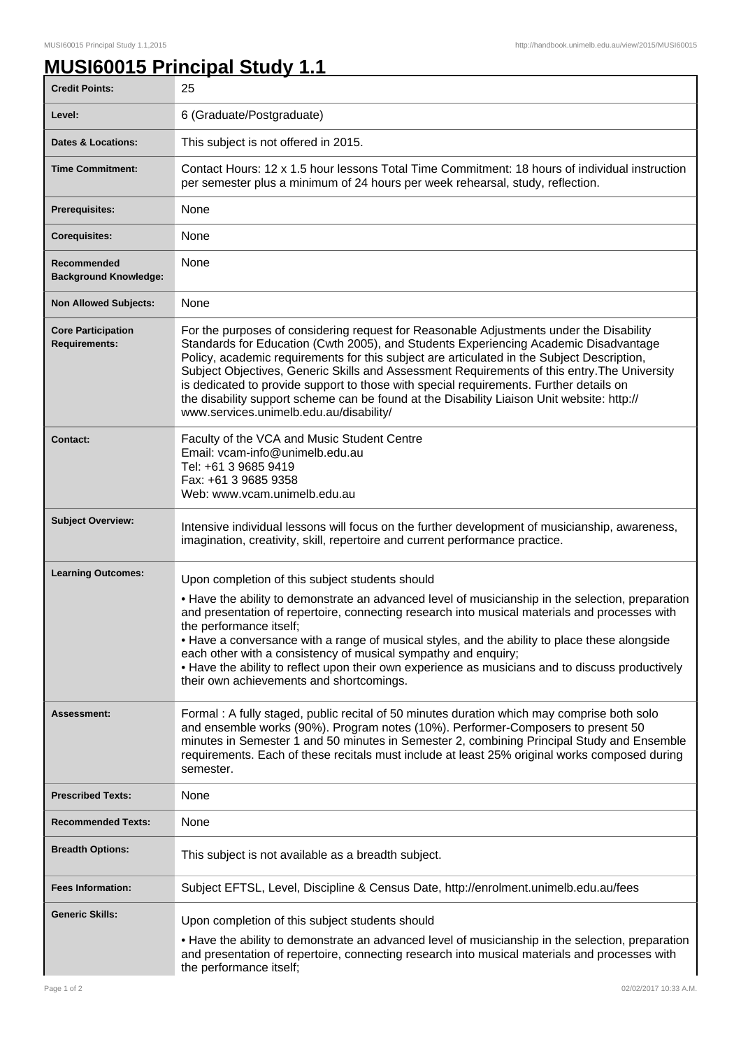# MUSI60015 Principal Study 1.1

| | |
|---|---|
| **Credit Points:** | 25 |
| **Level:** | 6 (Graduate/Postgraduate) |
| **Dates & Locations:** | This subject is not offered in 2015. |
| **Time Commitment:** | Contact Hours: 12 x 1.5 hour lessons Total Time Commitment: 18 hours of individual instruction per semester plus a minimum of 24 hours per week rehearsal, study, reflection. |
| **Prerequisites:** | None |
| **Corequisites:** | None |
| **Recommended Background Knowledge:** | None |
| **Non Allowed Subjects:** | None |
| **Core Participation Requirements:** | For the purposes of considering request for Reasonable Adjustments under the Disability Standards for Education (Cwth 2005), and Students Experiencing Academic Disadvantage Policy, academic requirements for this subject are articulated in the Subject Description, Subject Objectives, Generic Skills and Assessment Requirements of this entry.The University is dedicated to provide support to those with special requirements. Further details on the disability support scheme can be found at the Disability Liaison Unit website: http://www.services.unimelb.edu.au/disability/ |
| **Contact:** | Faculty of the VCA and Music Student Centre<br>Email: vcam-info@unimelb.edu.au<br>Tel: +61 3 9685 9419<br>Fax: +61 3 9685 9358<br>Web: www.vcam.unimelb.edu.au |
| **Subject Overview:** | Intensive individual lessons will focus on the further development of musicianship, awareness, imagination, creativity, skill, repertoire and current performance practice. |
| **Learning Outcomes:** | Upon completion of this subject students should<br>• Have the ability to demonstrate an advanced level of musicianship in the selection, preparation and presentation of repertoire, connecting research into musical materials and processes with the performance itself;<br>• Have a conversance with a range of musical styles, and the ability to place these alongside each other with a consistency of musical sympathy and enquiry;<br>• Have the ability to reflect upon their own experience as musicians and to discuss productively their own achievements and shortcomings. |
| **Assessment:** | Formal : A fully staged, public recital of 50 minutes duration which may comprise both solo and ensemble works (90%). Program notes (10%). Performer-Composers to present 50 minutes in Semester 1 and 50 minutes in Semester 2, combining Principal Study and Ensemble requirements. Each of these recitals must include at least 25% original works composed during semester. |
| **Prescribed Texts:** | None |
| **Recommended Texts:** | None |
| **Breadth Options:** | This subject is not available as a breadth subject. |
| **Fees Information:** | Subject EFTSL, Level, Discipline & Census Date, http://enrolment.unimelb.edu.au/fees |
| **Generic Skills:** | Upon completion of this subject students should<br>• Have the ability to demonstrate an advanced level of musicianship in the selection, preparation and presentation of repertoire, connecting research into musical materials and processes with the performance itself; |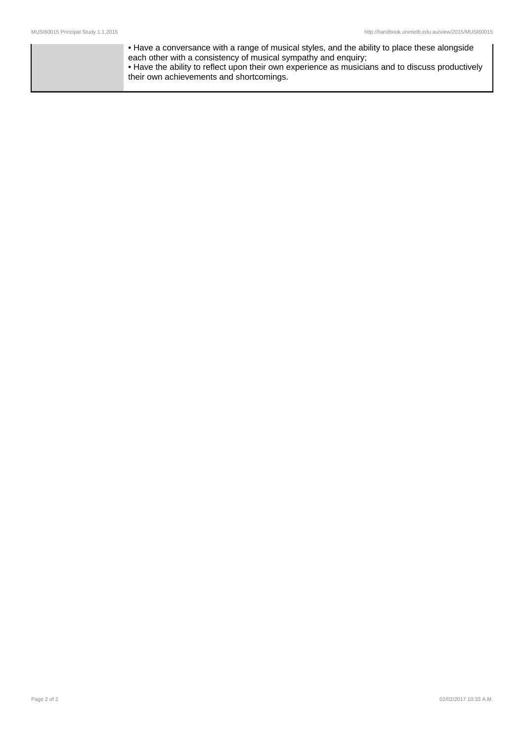| | |
|---|---|
| | • Have a conversance with a range of musical styles, and the ability to place these alongside each other with a consistency of musical sympathy and enquiry;<br>• Have the ability to reflect upon their own experience as musicians and to discuss productively their own achievements and shortcomings. |